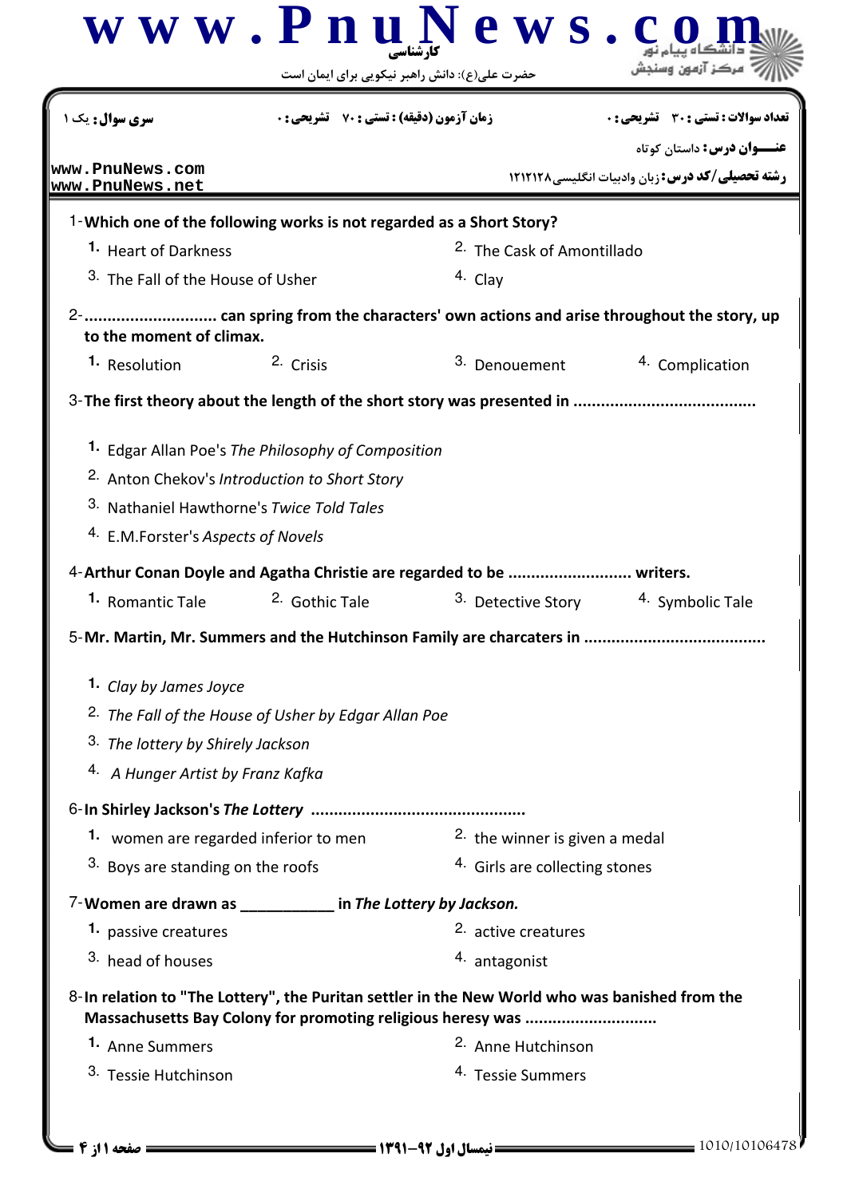**سری سوال:** یک ۱

**زمان آزمون (دقیقه) : تستی : ۷۰ تشریحی : ۰**

**تعداد سوالات : تستی : ۳۰ تشریحی : ۰**

**عنـــوان درس:** داستان کوتاه

**رشته تحصیلی/کد درس:** زبان وادبیات انگلیسی۱۲۱۲۱۲۸

1-**Which one of the following works is not regarded as a Short Story?**

1. Heart of Darkness
2. The Cask of Amontillado
3. The Fall of the House of Usher
4. Clay

2-**............................ can spring from the characters' own actions and arise throughout the story, up to the moment of climax.**

1. Resolution
2. Crisis
3. Denouement
4. Complication

3-**The first theory about the length of the short story was presented in .......................................**

1. Edgar Allan Poe's *The Philosophy of Composition*
2. Anton Chekov's *Introduction to Short Story*
3. Nathaniel Hawthorne's *Twice Told Tales*
4. E.M.Forster's *Aspects of Novels*

4-**Arthur Conan Doyle and Agatha Christie are regarded to be .......................... writers.**

1. Romantic Tale
2. Gothic Tale
3. Detective Story
4. Symbolic Tale

5-**Mr. Martin, Mr. Summers and the Hutchinson Family are charcaters in .......................................**

1. *Clay by James Joyce*
2. *The Fall of the House of Usher by Edgar Allan Poe*
3. *The lottery by Shirely Jackson*
4. *A Hunger Artist by Franz Kafka*

6-**In Shirley Jackson's *The Lottery* ..............................................**

1. women are regarded inferior to men
2. the winner is given a medal
3. Boys are standing on the roofs
4. Girls are collecting stones

7-**Women are drawn as ___________ in *The Lottery by Jackson.***

1. passive creatures
2. active creatures
3. head of houses
4. antagonist

8-**In relation to "The Lottery", the Puritan settler in the New World who was banished from the Massachusetts Bay Colony for promoting religious heresy was ............................**

1. Anne Summers
2. Anne Hutchinson
3. Tessie Hutchinson
4. Tessie Summers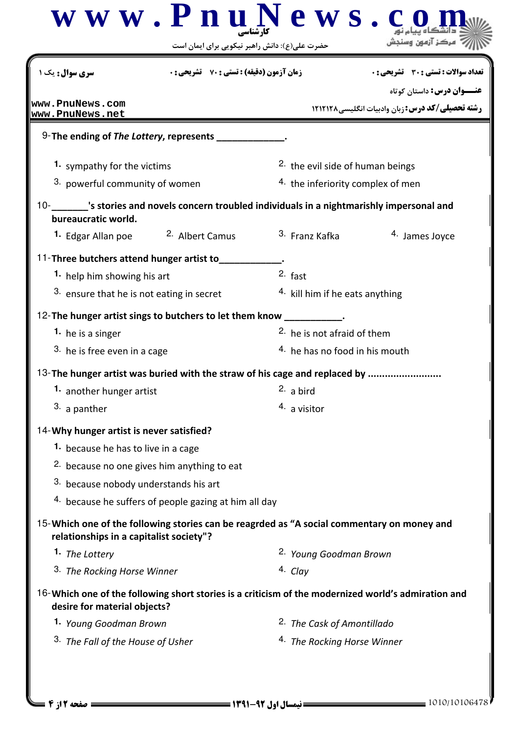**سری سوال:** یک ۱ | **زمان آزمون (دقیقه) : تستی : ۷۰ تشریحی : ۰** | **تعداد سوالات : تستی : ۳۰ تشریحی : ۰**

**عنـــوان درس:** داستان کوتاه

**رشته تحصیلی/کد درس:** زبان وادبیات انگلیسی ۱۲۱۲۱۲۸

9-**The ending of *The Lottery*, represents _____________.**

1. sympathy for the victims
2. the evil side of human beings
3. powerful community of women
4. the inferiority complex of men

10-**_______'s stories and novels concern troubled individuals in a nightmarishly impersonal and bureaucratic world.**

1. Edgar Allan poe
2. Albert Camus
3. Franz Kafka
4. James Joyce

11-**Three butchers attend hunger artist to____________.**

1. help him showing his art
2. fast
3. ensure that he is not eating in secret
4. kill him if he eats anything

12-**The hunger artist sings to butchers to let them know ___________.**

1. he is a singer
2. he is not afraid of them
3. he is free even in a cage
4. he has no food in his mouth

13-**The hunger artist was buried with the straw of his cage and replaced by .........................**

1. another hunger artist
2. a bird
3. a panther
4. a visitor

14-**Why hunger artist is never satisfied?**

1. because he has to live in a cage
2. because no one gives him anything to eat
3. because nobody understands his art
4. because he suffers of people gazing at him all day

15-**Which one of the following stories can be reagrded as "A social commentary on money and relationships in a capitalist society"?**

1. *The Lottery*
2. *Young Goodman Brown*
3. *The Rocking Horse Winner*
4. *Clay*

16-**Which one of the following short stories is a criticism of the modernized world's admiration and desire for material objects?**

1. *Young Goodman Brown*
2. *The Cask of Amontillado*
3. *The Fall of the House of Usher*
4. *The Rocking Horse Winner*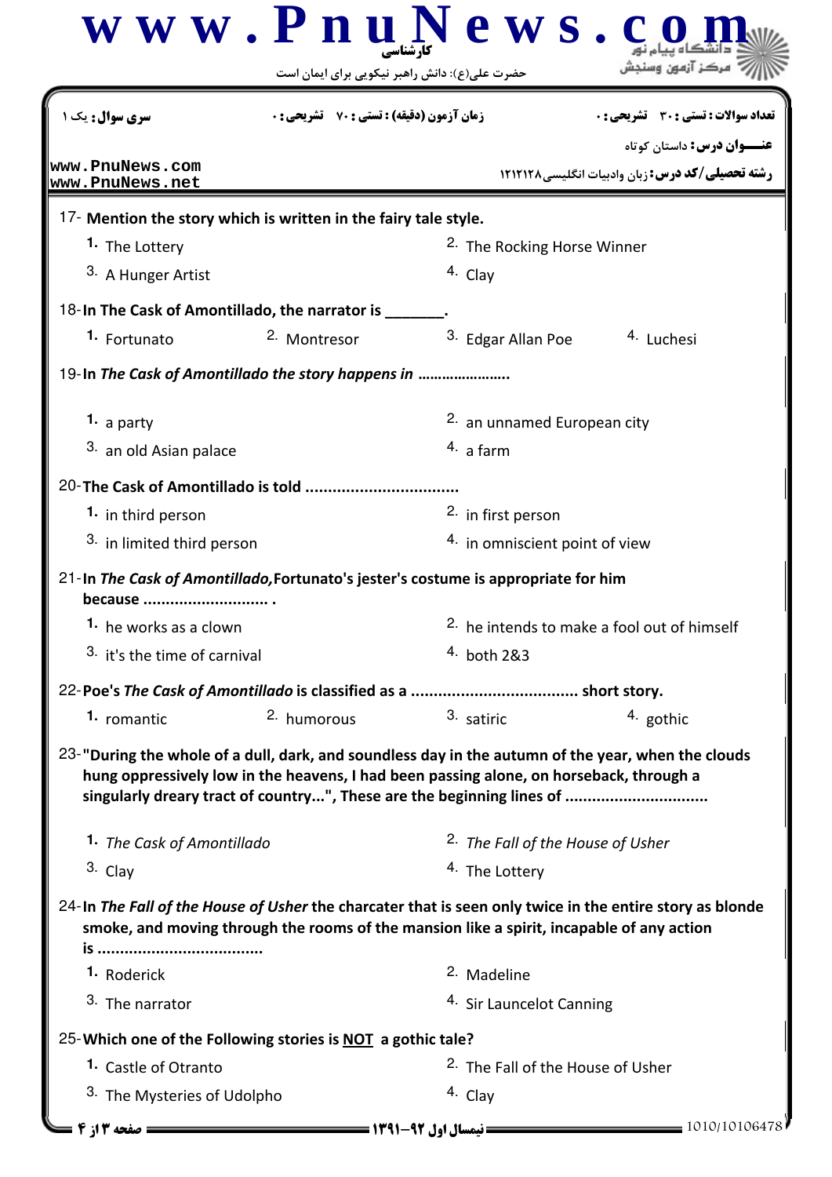17- **Mention the story which is written in the fairy tale style.**

1. The Lottery
2. The Rocking Horse Winner
3. A Hunger Artist
4. Clay

18- **In The Cask of Amontillado, the narrator is _______.**

1. Fortunato
2. Montresor
3. Edgar Allan Poe
4. Luchesi

19- **In *The Cask of Amontillado* the story happens in ......................**

1. a party
2. an unnamed European city
3. an old Asian palace
4. a farm

20- **The Cask of Amontillado is told .................................**

1. in third person
2. in first person
3. in limited third person
4. in omniscient point of view

21- **In *The Cask of Amontillado,* Fortunato's jester's costume is appropriate for him because ............................ .**

1. he works as a clown
2. he intends to make a fool out of himself
3. it's the time of carnival
4. both 2&3

22- **Poe's *The Cask of Amontillado* is classified as a .................................... short story.**

1. romantic
2. humorous
3. satiric
4. gothic

23- **"During the whole of a dull, dark, and soundless day in the autumn of the year, when the clouds hung oppressively low in the heavens, I had been passing alone, on horseback, through a singularly dreary tract of country...", These are the beginning lines of ...............................**

1. *The Cask of Amontillado*
2. *The Fall of the House of Usher*
3. Clay
4. The Lottery

24- **In *The Fall of the House of Usher* the charcater that is seen only twice in the entire story as blonde smoke, and moving through the rooms of the mansion like a spirit, incapable of any action is ....................................**

1. Roderick
2. Madeline
3. The narrator
4. Sir Launcelot Canning

25- **Which one of the Following stories is NOT a gothic tale?**

1. Castle of Otranto
2. The Fall of the House of Usher
3. The Mysteries of Udolpho
4. Clay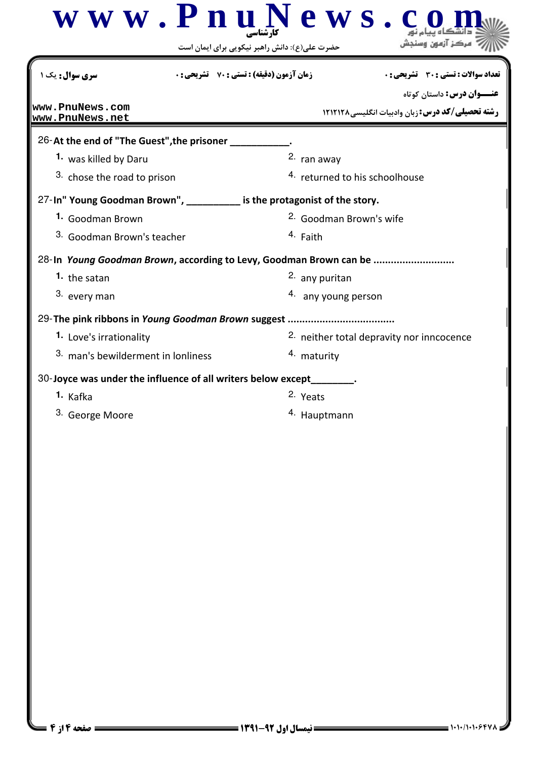26-**At the end of "The Guest",the prisoner ___________.**

1. was killed by Daru
2. ran away
3. chose the road to prison
4. returned to his schoolhouse

27-**In" Young Goodman Brown", __________ is the protagonist of the story.**

1. Goodman Brown
2. Goodman Brown's wife
3. Goodman Brown's teacher
4. Faith

28-**In *Young Goodman Brown*, according to Levy, Goodman Brown can be ............................**

1. the satan
2. any puritan
3. every man
4. any young person

29-**The pink ribbons in *Young Goodman Brown* suggest ....................................**

1. Love's irrationality
2. neither total depravity nor inncocence
3. man's bewilderment in lonliness
4. maturity

30-**Joyce was under the influence of all writers below except________.**

1. Kafka
2. Yeats
3. George Moore
4. Hauptmann